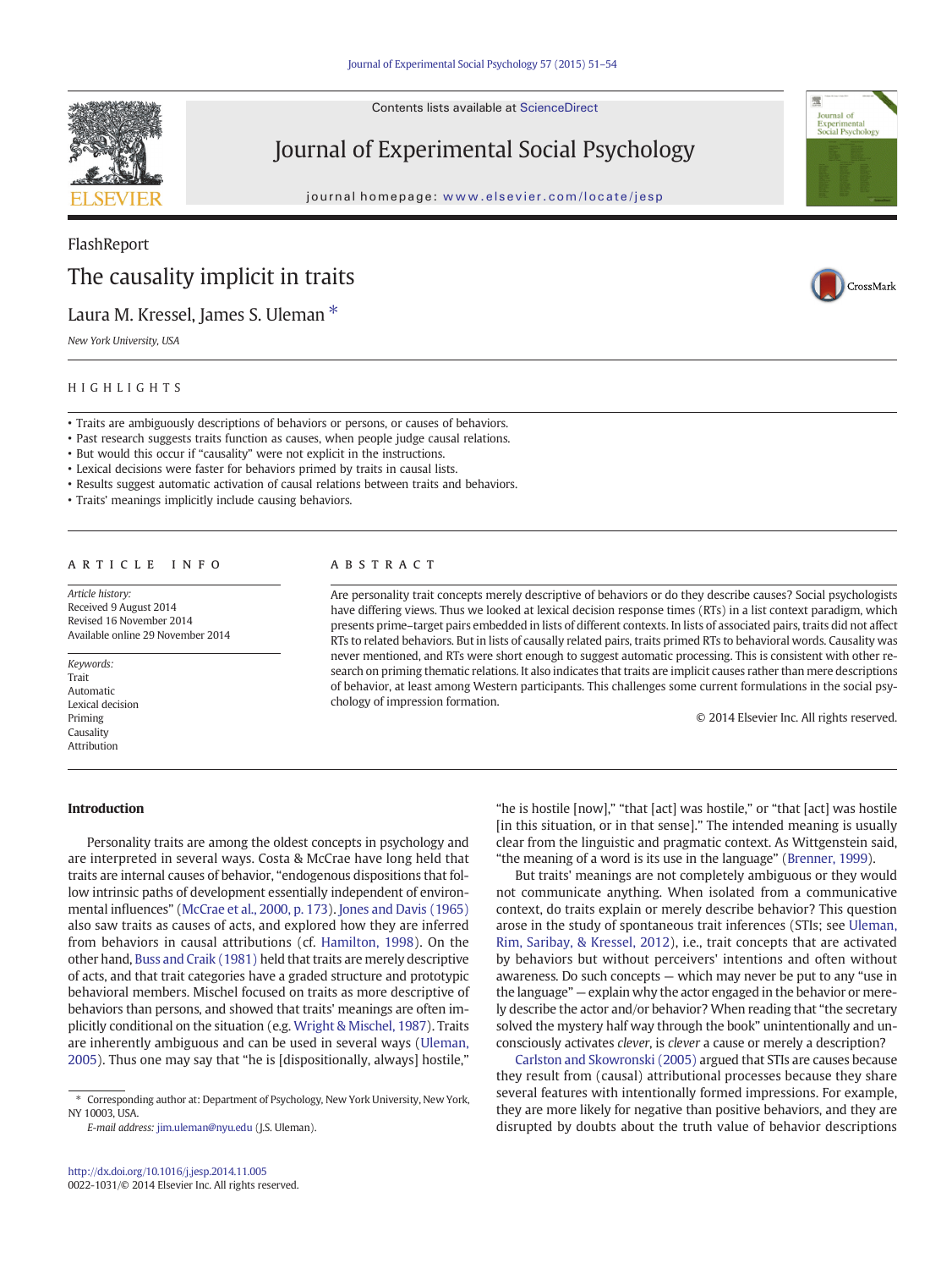FlashReport

# The causality implicit in traits

Laura M. Kressel, James S. Uleman *

*New York University, USA*

## HIGHLIGHTS

- Traits are ambiguously descriptions of behaviors or persons, or causes of behaviors.
- Past research suggests traits function as causes, when people judge causal relations.
- But would this occur if "causality" were not explicit in the instructions.
- Lexical decisions were faster for behaviors primed by traits in causal lists.
- Results suggest automatic activation of causal relations between traits and behaviors.
- Traits' meanings implicitly include causing behaviors.

## ARTICLE INFO

*Article history:*
Received 9 August 2014
Revised 16 November 2014
Available online 29 November 2014

*Keywords:*
Trait
Automatic
Lexical decision
Priming
Causality
Attribution

## ABSTRACT

Are personality trait concepts merely descriptive of behaviors or do they describe causes? Social psychologists have differing views. Thus we looked at lexical decision response times (RTs) in a list context paradigm, which presents prime–target pairs embedded in lists of different contexts. In lists of associated pairs, traits did not affect RTs to related behaviors. But in lists of causally related pairs, traits primed RTs to behavioral words. Causality was never mentioned, and RTs were short enough to suggest automatic processing. This is consistent with other research on priming relations. It also indicates that traits are implicit causes rather than mere descriptions of behavior, at least among Western participants. This challenges some current formulations in the social psychology of impression formation.

© 2014 Elsevier Inc. All rights reserved.

## Introduction

Personality traits are among the oldest concepts in psychology and are interpreted in several ways. Costa & McCrae have long held that traits are internal causes of behavior, "endogenous dispositions that follow intrinsic paths of development essentially independent of environmental influences" (McCrae et al., 2000, p. 173). Jones and Davis (1965) also saw traits as causes of acts, and explored how they are inferred from behaviors in causal attributions (cf. Hamilton, 1998). On the other hand, Buss and Craik (1981) held that traits are merely descriptive of acts, and that trait categories have a graded structure and prototypic behavioral members. Mischel focused on traits as more descriptive of behaviors than persons, and showed that traits' meanings are often implicitly conditional on the situation (e.g. Wright & Mischel, 1987). Traits are inherently ambiguous and can be used in several ways (Uleman, 2005). Thus one may say that "he is [dispositionally, always] hostile," "he is hostile [now]," "that [act] was hostile," or "that [act] was hostile [in this situation, or in that sense]." The intended meaning is usually clear from the linguistic and pragmatic context. As Wittgenstein said, "the meaning of a word is its use in the language" (Brenner, 1999).

But traits' meanings are not completely ambiguous or they would not communicate anything. When isolated from a communicative context, do traits explain or merely describe behavior? This question arose in the study of spontaneous trait inferences (STIs; see Uleman, Rim, Saribay, & Kressel, 2012), i.e., trait concepts that are activated by behaviors but without perceivers' intentions and often without awareness. Do such concepts — which may never be put to any "use in the language" — explain why the actor engaged in the behavior or merely describe the actor and/or behavior? When reading that "the secretary solved the mystery half way through the book" unintentionally and unconsciously activates *clever*, is *clever* a cause or merely a description?

Carlston and Skowronski (2005) argued that STIs are causes because they result from (causal) attributional processes because they share several features with intentionally formed impressions. For example, they are more likely for negative than positive behaviors, and they are disrupted by doubts about the truth value of behavior descriptions

* Corresponding author at: Department of Psychology, New York University, New York, NY 10003, USA.
*E-mail address:* jim.uleman@nyu.edu (J.S. Uleman).

http://dx.doi.org/10.1016/j.jesp.2014.11.005
0022-1031/© 2014 Elsevier Inc. All rights reserved.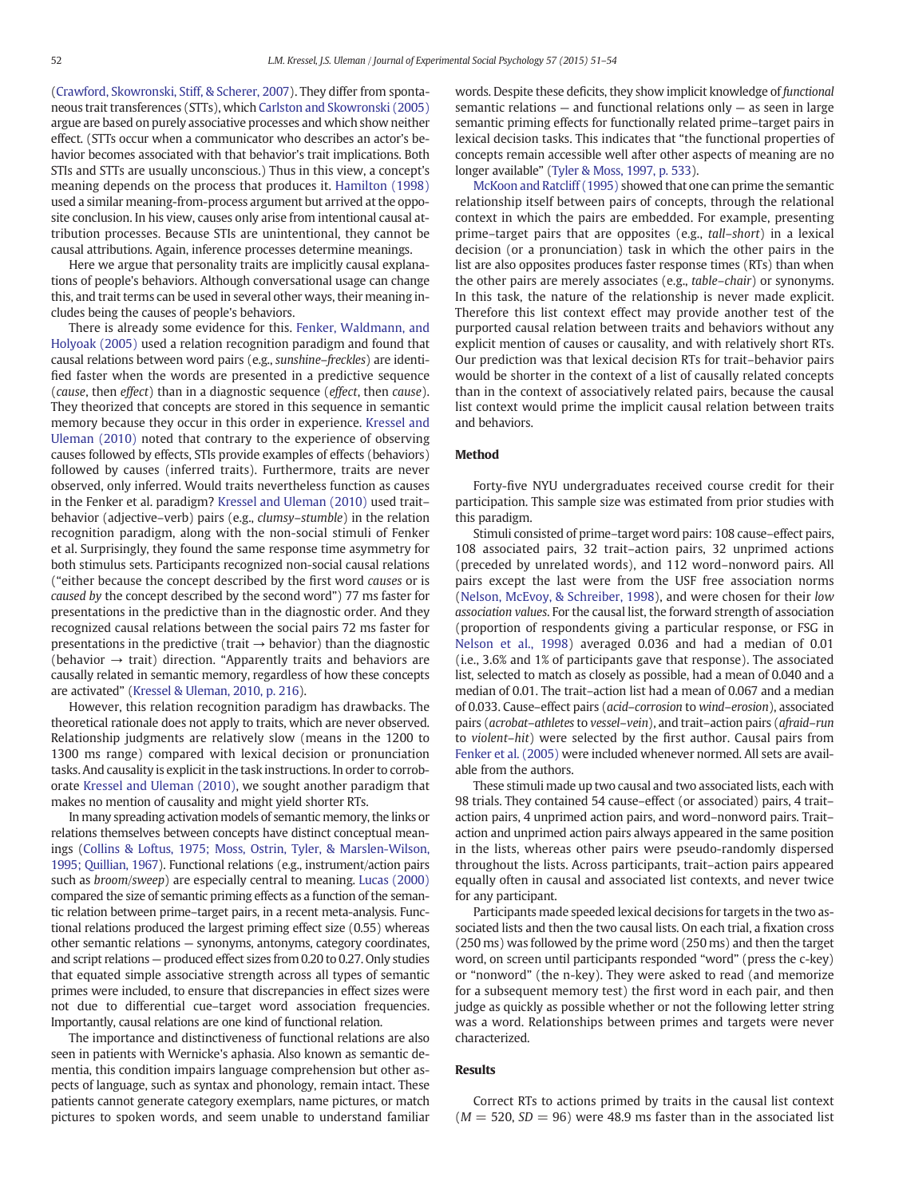(Crawford, Skowronski, Stiff, & Scherer, 2007). They differ from spontaneous trait transferences (STTs), which Carlston and Skowronski (2005) argue are based on purely associative processes and which show neither effect. (STTs occur when a communicator who describes an actor's behavior becomes associated with that behavior's trait implications. Both STIs and STTs are usually unconscious.) Thus in this view, a concept's meaning depends on the process that produces it. Hamilton (1998) used a similar meaning-from-process argument but arrived at the opposite conclusion. In his view, causes only arise from intentional causal attribution processes. Because STIs are unintentional, they cannot be causal attributions. Again, inference processes determine meanings.

Here we argue that personality traits are implicitly causal explanations of people's behaviors. Although conversational usage can change this, and trait terms can be used in several other ways, their meaning includes being the causes of people's behaviors.

There is already some evidence for this. Fenker, Waldmann, and Holyoak (2005) used a relation recognition paradigm and found that causal relations between word pairs (e.g., *sunshine–freckles*) are identified faster when the words are presented in a predictive sequence (*cause*, then *effect*) than in a diagnostic sequence (*effect*, then *cause*). They theorized that concepts are stored in this sequence in semantic memory because they occur in this order in experience. Kressel and Uleman (2010) noted that contrary to the experience of observing causes followed by effects, STIs provide examples of effects (behaviors) followed by causes (inferred traits). Furthermore, traits are never observed, only inferred. Would traits nevertheless function as causes in the Fenker et al. paradigm? Kressel and Uleman (2010) used trait–behavior (adjective–verb) pairs (e.g., *clumsy–stumble*) in the relation recognition paradigm, along with the non-social stimuli of Fenker et al. Surprisingly, they found the same response time asymmetry for both stimulus sets. Participants recognized non-social causal relations ("either because the concept described by the first word *causes* or is *caused by* the concept described by the second word") 77 ms faster for presentations in the predictive than in the diagnostic order. And they recognized causal relations between the social pairs 72 ms faster for presentations in the predictive (trait → behavior) than the diagnostic (behavior → trait) direction. "Apparently traits and behaviors are causally related in semantic memory, regardless of how these concepts are activated" (Kressel & Uleman, 2010, p. 216).

However, this relation recognition paradigm has drawbacks. The theoretical rationale does not apply to traits, which are never observed. Relationship judgments are relatively slow (means in the 1200 to 1300 ms range) compared with lexical decision or pronunciation tasks. And causality is explicit in the task instructions. In order to corroborate Kressel and Uleman (2010), we sought another paradigm that makes no mention of causality and might yield shorter RTs.

In many spreading activation models of semantic memory, the links or relations themselves between concepts have distinct conceptual meanings (Collins & Loftus, 1975; Moss, Ostrin, Tyler, & Marslen-Wilson, 1995; Quillian, 1967). Functional relations (e.g., instrument/action pairs such as *broom/sweep*) are especially central to meaning. Lucas (2000) compared the size of semantic priming effects as a function of the semantic relation between prime–target pairs, in a recent meta-analysis. Functional relations produced the largest priming effect size (0.55) whereas other semantic relations — synonyms, antonyms, category coordinates, and script relations — produced effect sizes from 0.20 to 0.27. Only studies that equated simple associative strength across all types of semantic primes were included, to ensure that discrepancies in effect sizes were not due to differential cue–target word association frequencies. Importantly, causal relations are one kind of functional relation.

The importance and distinctiveness of functional relations are also seen in patients with Wernicke's aphasia. Also known as semantic dementia, this condition impairs language comprehension but other aspects of language, such as syntax and phonology, remain intact. These patients cannot generate category exemplars, name pictures, or match pictures to spoken words, and seem unable to understand familiar words. Despite these deficits, they show implicit knowledge of *functional* semantic relations — and functional relations only — as seen in large semantic priming effects for functionally related prime–target pairs in lexical decision tasks. This indicates that "the functional properties of concepts remain accessible well after other aspects of meaning are no longer available" (Tyler & Moss, 1997, p. 533).

McKoon and Ratcliff (1995) showed that one can prime the semantic relationship itself between pairs of concepts, through the relational context in which the pairs are embedded. For example, presenting prime–target pairs that are opposites (e.g., *tall–short*) in a lexical decision (or a pronunciation) task in which the other pairs in the list are also opposites produces faster response times (RTs) than when the other pairs are merely associates (e.g., *table–chair*) or synonyms. In this task, the nature of the relationship is never made explicit. Therefore this list context effect may provide another test of the purported causal relation between traits and behaviors without any explicit mention of causes or causality, and with relatively short RTs. Our prediction was that lexical decision RTs for trait–behavior pairs would be shorter in the context of a list of causally related concepts than in the context of associatively related pairs, because the causal list context would prime the implicit causal relation between traits and behaviors.

## Method

Forty-five NYU undergraduates received course credit for their participation. This sample size was estimated from prior studies with this paradigm.

Stimuli consisted of prime–target word pairs: 108 cause–effect pairs, 108 associated pairs, 32 trait–action pairs, 32 unprimed actions (preceded by unrelated words), and 112 word–nonword pairs. All pairs except the last were from the USF free association norms (Nelson, McEvoy, & Schreiber, 1998), and were chosen for their *low association values*. For the causal list, the forward strength of association (proportion of respondents giving a particular response, or FSG in Nelson et al., 1998) averaged 0.036 and had a median of 0.01 (i.e., 3.6% and 1% of participants gave that response). The associated list, selected to match as closely as possible, had a mean of 0.040 and a median of 0.01. The trait–action list had a mean of 0.067 and a median of 0.033. Cause–effect pairs (*acid–corrosion* to *wind–erosion*), associated pairs (*acrobat–athletes* to *vessel–vein*), and trait–action pairs (*afraid–run* to *violent–hit*) were selected by the first author. Causal pairs from Fenker et al. (2005) were included whenever normed. All sets are available from the authors.

These stimuli made up two causal and two associated lists, each with 98 trials. They contained 54 cause–effect (or associated) pairs, 4 trait–action pairs, 4 unprimed action pairs, and word–nonword pairs. Trait–action and unprimed action pairs always appeared in the same position in the lists, whereas other pairs were pseudo-randomly dispersed throughout the lists. Across participants, trait–action pairs appeared equally often in causal and associated list contexts, and never twice for any participant.

Participants made speeded lexical decisions for targets in the two associated lists and then the two causal lists. On each trial, a fixation cross (250 ms) was followed by the prime word (250 ms) and then the target word, on screen until participants responded "word" (press the c-key) or "nonword" (the n-key). They were asked to read (and memorize for a subsequent memory test) the first word in each pair, and then judge as quickly as possible whether or not the following letter string was a word. Relationships between primes and targets were never characterized.

## Results

Correct RTs to actions primed by traits in the causal list context ($M = 520$, $SD = 96$) were 48.9 ms faster than in the associated list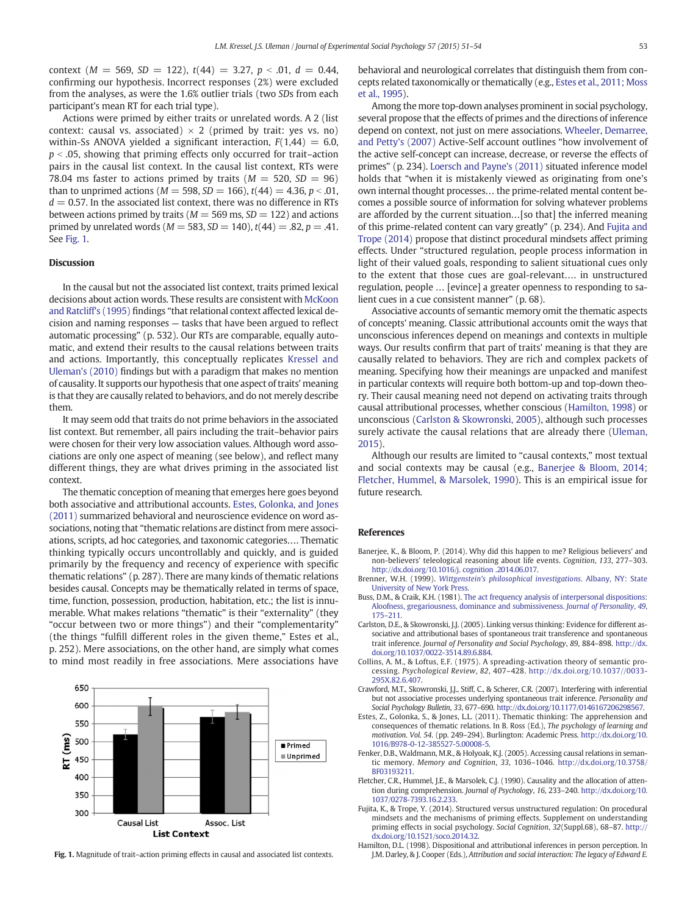context ($M = 569$, $SD = 122$), $t(44) = 3.27$, $p < .01$, $d = 0.44$, confirming our hypothesis. Incorrect responses (2%) were excluded from the analyses, as were the 1.6% outlier trials (two *SD*s from each participant's mean RT for each trial type).

Actions were primed by either traits or unrelated words. A 2 (list context: causal vs. associated) × 2 (primed by trait: yes vs. no) within-Ss ANOVA yielded a significant interaction, $F(1,44) = 6.0$, $p < .05$, showing that priming effects only occurred for trait–action pairs in the causal list context. In the causal list context, RTs were 78.04 ms faster to actions primed by traits ($M = 520$, $SD = 96$) than to unprimed actions ($M = 598$, $SD = 166$), $t(44) = 4.36$, $p < .01$, $d = 0.57$. In the associated list context, there was no difference in RTs between actions primed by traits ($M = 569$ ms, $SD = 122$) and actions primed by unrelated words ($M = 583$, $SD = 140$), $t(44) = .82$, $p = .41$. See Fig. 1.

Fig. 1. Magnitude of trait–action priming effects in causal and associated list contexts.

## Discussion

In the causal but not the associated list context, traits primed lexical decisions about action words. These results are consistent with McKoon and Ratcliff's (1995) findings "that relational context affected lexical decision and naming responses — tasks that have been argued to reflect automatic processing" (p. 532). Our RTs are comparable, equally automatic, and extend their results to the causal relations between traits and actions. Importantly, this conceptually replicates Kressel and Uleman's (2010) findings but with a paradigm that makes no mention of causality. It supports our hypothesis that one aspect of traits' meaning is that they are causally related to behaviors, and do not merely describe them.

It may seem odd that traits do not prime behaviors in the associated list context. But remember, all pairs including the trait–behavior pairs were chosen for their very low association values. Although word associations are only one aspect of meaning (see below), and reflect many different things, they are what drives priming in the associated list context.

The thematic conception of meaning that emerges here goes beyond both associative and attributional accounts. Estes, Golonka, and Jones (2011) summarized behavioral and neuroscience evidence on word associations, noting that "thematic relations are distinct from mere associations, scripts, ad hoc categories, and taxonomic categories.... Thematic thinking typically occurs uncontrollably and quickly, and is guided primarily by the frequency and recency of experience with specific thematic relations" (p. 287). There are many kinds of thematic relations besides causal. Concepts may be thematically related in terms of space, time, function, possession, production, habitation, etc.; the list is innumerable. What makes relations "thematic" is their "externality" (they "occur between two or more things") and their "complementarity" (the things "fulfill different roles in the given theme," Estes et al., p. 252). Mere associations, on the other hand, are simply what comes to mind most readily in free associations. Mere associations have behavioral and neurological correlates that distinguish them from concepts related taxonomically or thematically (e.g., Estes et al., 2011; Moss et al., 1995).

Among the more top-down analyses prominent in social psychology, several propose that the effects of primes and the directions of inference depend on context, not just on mere associations. Wheeler, Demarree, and Petty's (2007) Active-Self account outlines "how involvement of the active self-concept can increase, decrease, or reverse the effects of primes" (p. 234). Loersch and Payne's (2011) situated inference model holds that "when it is mistakenly viewed as originating from one's own internal thought processes… the prime-related mental content becomes a possible source of information for solving whatever problems are afforded by the current situation…[so that] the inferred meaning of this prime-related content can vary greatly" (p. 234). And Fujita and Trope (2014) propose that distinct procedural mindsets affect priming effects. Under "structured regulation, people process information in light of their valued goals, responding to salient situational cues only to the extent that those cues are goal-relevant…. in unstructured regulation, people … [evince] a greater openness to responding to salient cues in a cue consistent manner" (p. 68).

Associative accounts of semantic memory omit the thematic aspects of concepts' meaning. Classic attributional accounts omit the ways that unconscious inferences depend on meanings and contexts in multiple ways. Our results confirm that part of traits' meaning is that they are causally related to behaviors. They are rich and complex packets of meaning. Specifying how their meanings are unpacked and manifest in particular contexts will require both bottom-up and top-down theory. Their causal meaning need not depend on activating traits through causal attributional processes, whether conscious (Hamilton, 1998) or unconscious (Carlston & Skowronski, 2005), although such processes surely activate the causal relations that are already there (Uleman, 2015).

Although our results are limited to "causal contexts," most textual and social contexts may be causal (e.g., Banerjee & Bloom, 2014; Fletcher, Hummel, & Marsolek, 1990). This is an empirical issue for future research.

## References

Banerjee, K., & Bloom, P. (2014). Why did this happen to me? Religious believers' and non-believers' teleological reasoning about life events. *Cognition*, *133*, 277–303. http://dx.doi.org/10.1016/j. cognition .2014.06.017.

Brenner, W.H. (1999). *Wittgenstein's philosophical investigations*. Albany, NY: State University of New York Press.

Buss, D.M., & Craik, K.H. (1981). The act frequency analysis of interpersonal dispositions: Aloofness, gregariousness, dominance and submissiveness. *Journal of Personality*, *49*, 175–211.

Carlston, D.E., & Skowronski, J.J. (2005). Linking versus thinking: Evidence for different associative and attributional bases of spontaneous trait transference and spontaneous trait inference. *Journal of Personality and Social Psychology*, *89*, 884–898. http://dx.doi.org/10.1037/0022-3514.89.6.884.

Collins, A. M., & Loftus, E.F. (1975). A spreading-activation theory of semantic processing. *Psychological Review*, *82*, 407–428. http://dx.doi.org/10.1037//0033-295X.82.6.407.

Crawford, M.T., Skowronski, J.J., Stiff, C., & Scherer, C.R. (2007). Interfering with inferential but not associative processes underlying spontaneous trait inference. *Personality and Social Psychology Bulletin*, *33*, 677–690. http://dx.doi.org/10.1177/0146167206298567.

Estes, Z., Golonka, S., & Jones, L.L. (2011). Thematic thinking: The apprehension and consequences of thematic relations. In B. Ross (Ed.), *The psychology of learning and motivation. Vol. 54*. (pp. 249–294). Burlington: Academic Press. http://dx.doi.org/10.1016/B978-0-12-385527-5.00008-5.

Fenker, D.B., Waldmann, M.R., & Holyoak, K.J. (2005). Accessing causal relations in semantic memory. *Memory and Cognition*, *33*, 1036–1046. http://dx.doi.org/10.3758/BF03193211.

Fletcher, C.R., Hummel, J.E., & Marsolek, C.J. (1990). Causality and the allocation of attention during comprehension. *Journal of Psychology*, *16*, 233–240. http://dx.doi.org/10.1037/0278-7393.16.2.233.

Fujita, K., & Trope, Y. (2014). Structured versus unstructured regulation: On procedural mindsets and the mechanisms of priming effects. Supplement on understanding priming effects in social psychology. *Social Cognition*, *32*(Suppl.68), 68–87. http://dx.doi.org/10.1521/soco.2014.32.

Hamilton, D.L. (1998). Dispositional and attributional inferences in person perception. In J.M. Darley, & J. Cooper (Eds.), *Attribution and social interaction: The legacy of Edward E.*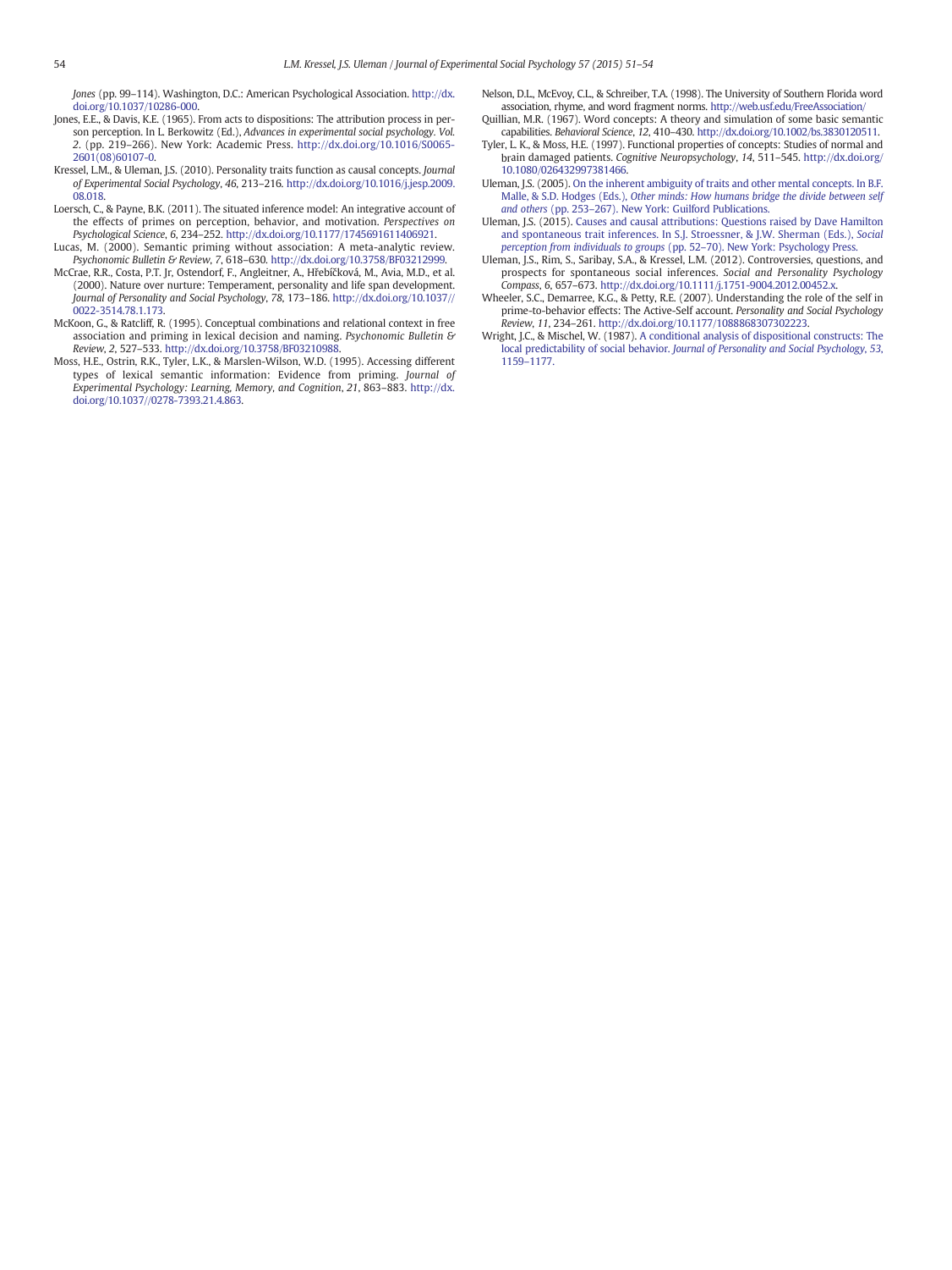*Jones* (pp. 99–114). Washington, D.C.: American Psychological Association. http://dx.doi.org/10.1037/10286-000.

Jones, E.E., & Davis, K.E. (1965). From acts to dispositions: The attribution process in person perception. In L. Berkowitz (Ed.), *Advances in experimental social psychology. Vol. 2*. (pp. 219–266). New York: Academic Press. http://dx.doi.org/10.1016/S0065-2601(08)60107-0.

Kressel, L.M., & Uleman, J.S. (2010). Personality traits function as causal concepts. *Journal of Experimental Social Psychology*, *46*, 213–216. http://dx.doi.org/10.1016/j.jesp.2009.08.018.

Loersch, C., & Payne, B.K. (2011). The situated inference model: An integrative account of the effects of primes on perception, behavior, and motivation. *Perspectives on Psychological Science*, *6*, 234–252. http://dx.doi.org/10.1177/1745691611406921.

Lucas, M. (2000). Semantic priming without association: A meta-analytic review. *Psychonomic Bulletin & Review*, *7*, 618–630. http://dx.doi.org/10.3758/BF03212999.

McCrae, R.R., Costa, P.T. Jr, Ostendorf, F., Angleitner, A., Hřebíčková, M., Avia, M.D., et al. (2000). Nature over nurture: Temperament, personality and life span development. *Journal of Personality and Social Psychology*, *78*, 173–186. http://dx.doi.org/10.1037//0022-3514.78.1.173.

McKoon, G., & Ratcliff, R. (1995). Conceptual combinations and relational context in free association and priming in lexical decision and naming. *Psychonomic Bulletin & Review*, *2*, 527–533. http://dx.doi.org/10.3758/BF03210988.

Moss, H.E., Ostrin, R.K., Tyler, L.K., & Marslen-Wilson, W.D. (1995). Accessing different types of lexical semantic information: Evidence from priming. *Journal of Experimental Psychology: Learning, Memory, and Cognition*, *21*, 863–883. http://dx.doi.org/10.1037//0278-7393.21.4.863.

Nelson, D.L., McEvoy, C.L., & Schreiber, T.A. (1998). The University of Southern Florida word association, rhyme, and word fragment norms. http://web.usf.edu/FreeAssociation/

Quillian, M.R. (1967). Word concepts: A theory and simulation of some basic semantic capabilities. *Behavioral Science*, *12*, 410–430. http://dx.doi.org/10.1002/bs.3830120511.

Tyler, L. K., & Moss, H.E. (1997). Functional properties of concepts: Studies of normal and brain damaged patients. *Cognitive Neuropsychology*, *14*, 511–545. http://dx.doi.org/10.1080/026432997381466.

Uleman, J.S. (2005). On the inherent ambiguity of traits and other mental concepts. In B.F. Malle, & S.D. Hodges (Eds.), *Other minds: How humans bridge the divide between self and others* (pp. 253–267). New York: Guilford Publications.

Uleman, J.S. (2015). Causes and causal attributions: Questions raised by Dave Hamilton and spontaneous trait inferences. In S.J. Stroessner, & J.W. Sherman (Eds.), *Social perception from individuals to groups* (pp. 52–70). New York: Psychology Press.

Uleman, J.S., Rim, S., Saribay, S.A., & Kressel, L.M. (2012). Controversies, questions, and prospects for spontaneous social inferences. *Social and Personality Psychology Compass*, *6*, 657–673. http://dx.doi.org/10.1111/j.1751-9004.2012.00452.x.

Wheeler, S.C., Demarree, K.G., & Petty, R.E. (2007). Understanding the role of the self in prime-to-behavior effects: The Active-Self account. *Personality and Social Psychology Review*, *11*, 234–261. http://dx.doi.org/10.1177/1088868307302223.

Wright, J.C., & Mischel, W. (1987). A conditional analysis of dispositional constructs: The local predictability of social behavior. *Journal of Personality and Social Psychology*, *53*, 1159–1177.